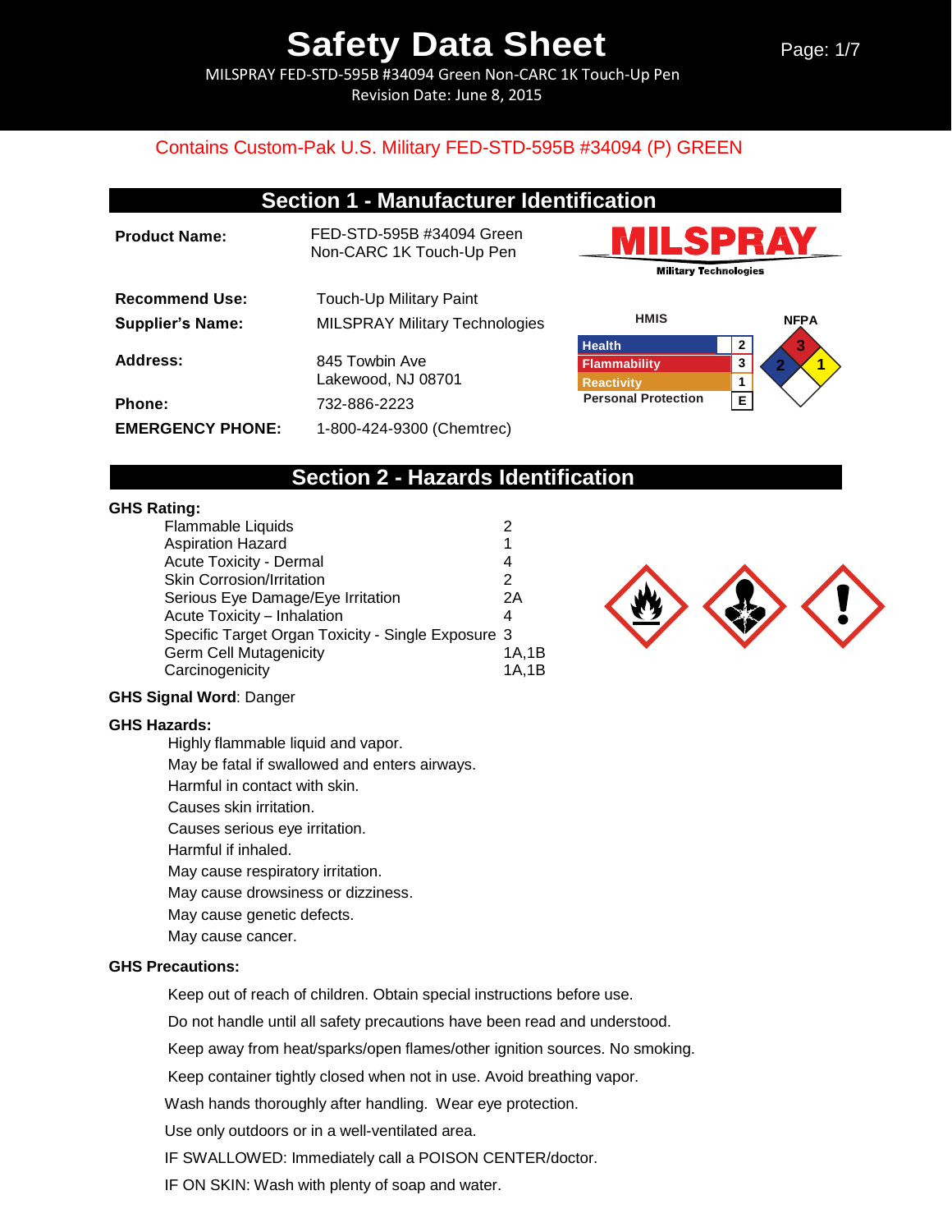# Safety Data Sheet

MILSPRAY FED-STD-595B #34094 Green Non-CARC 1K Touch-Up Pen

Revision Date: June 8, 2015

Contains Custom-Pak U.S. Military FED-STD-595B #34094 (P) GREEN

## Section 1 - Manufacturer Identification

**Product Name:** FED-STD-595B #34094 Green Non-CARC 1K Touch-Up Pen

**Recommend Use:** Touch-Up Military Paint

**Supplier's Name:** MILSPRAY Military Technologies

**Address:** 845 Towbin Ave
Lakewood, NJ 08701

**Phone:** 732-886-2223

**EMERGENCY PHONE:** 1-800-424-9300 (Chemtrec)

MILSPRAY Military Technologies

**HMIS**

| Category | Rating |
|---|---|
| Health | 2 |
| Flammability | 3 |
| Reactivity | 1 |
| Personal Protection | E |

**NFPA**: Flammability 3, Health 2, Reactivity 1

## Section 2 - Hazards Identification

**GHS Rating:**

| Hazard | Category |
|---|---|
| Flammable Liquids | 2 |
| Aspiration Hazard | 1 |
| Acute Toxicity - Dermal | 4 |
| Skin Corrosion/Irritation | 2 |
| Serious Eye Damage/Eye Irritation | 2A |
| Acute Toxicity – Inhalation | 4 |
| Specific Target Organ Toxicity - Single Exposure | 3 |
| Germ Cell Mutagenicity | 1A,1B |
| Carcinogenicity | 1A,1B |

**GHS Signal Word**: Danger

**GHS Hazards:**

Highly flammable liquid and vapor.
May be fatal if swallowed and enters airways.
Harmful in contact with skin.
Causes skin irritation.
Causes serious eye irritation.
Harmful if inhaled.
May cause respiratory irritation.
May cause drowsiness or dizziness.
May cause genetic defects.
May cause cancer.

**GHS Precautions:**

Keep out of reach of children. Obtain special instructions before use.

Do not handle until all safety precautions have been read and understood.

Keep away from heat/sparks/open flames/other ignition sources. No smoking.

Keep container tightly closed when not in use. Avoid breathing vapor.

Wash hands thoroughly after handling. Wear eye protection.

Use only outdoors or in a well-ventilated area.

IF SWALLOWED: Immediately call a POISON CENTER/doctor.

IF ON SKIN: Wash with plenty of soap and water.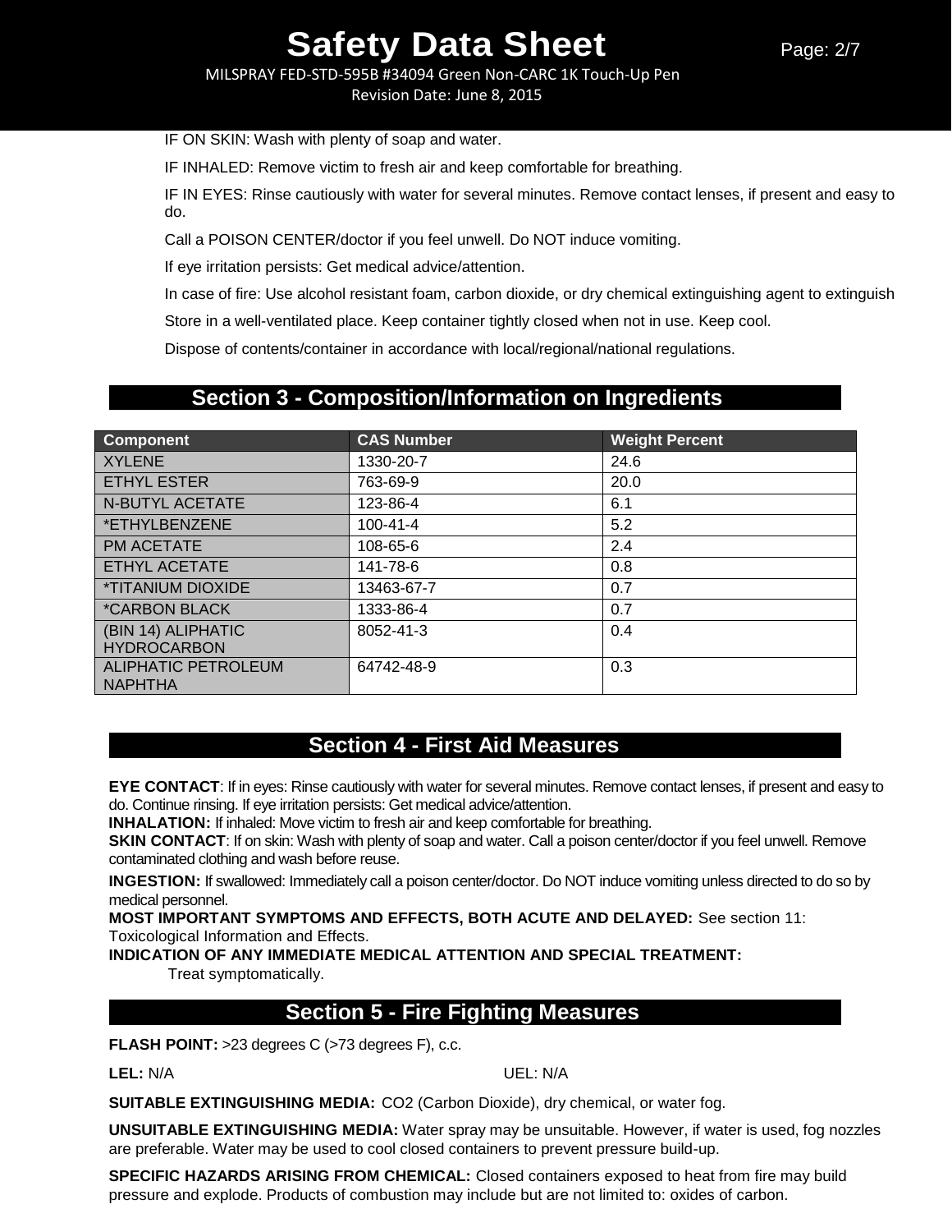IF ON SKIN: Wash with plenty of soap and water.

IF INHALED: Remove victim to fresh air and keep comfortable for breathing.

IF IN EYES: Rinse cautiously with water for several minutes. Remove contact lenses, if present and easy to do.

Call a POISON CENTER/doctor if you feel unwell. Do NOT induce vomiting.

If eye irritation persists: Get medical advice/attention.

In case of fire: Use alcohol resistant foam, carbon dioxide, or dry chemical extinguishing agent to extinguish

Store in a well-ventilated place. Keep container tightly closed when not in use. Keep cool.

Dispose of contents/container in accordance with local/regional/national regulations.

## Section 3 - Composition/Information on Ingredients

| Component | CAS Number | Weight Percent |
|---|---|---|
| XYLENE | 1330-20-7 | 24.6 |
| ETHYL ESTER | 763-69-9 | 20.0 |
| N-BUTYL ACETATE | 123-86-4 | 6.1 |
| *ETHYLBENZENE | 100-41-4 | 5.2 |
| PM ACETATE | 108-65-6 | 2.4 |
| ETHYL ACETATE | 141-78-6 | 0.8 |
| *TITANIUM DIOXIDE | 13463-67-7 | 0.7 |
| *CARBON BLACK | 1333-86-4 | 0.7 |
| (BIN 14) ALIPHATIC HYDROCARBON | 8052-41-3 | 0.4 |
| ALIPHATIC PETROLEUM NAPHTHA | 64742-48-9 | 0.3 |

## Section 4 - First Aid Measures

**EYE CONTACT**: If in eyes: Rinse cautiously with water for several minutes. Remove contact lenses, if present and easy to do. Continue rinsing. If eye irritation persists: Get medical advice/attention.
**INHALATION:** If inhaled: Move victim to fresh air and keep comfortable for breathing.
**SKIN CONTACT**: If on skin: Wash with plenty of soap and water. Call a poison center/doctor if you feel unwell. Remove contaminated clothing and wash before reuse.

**INGESTION:** If swallowed: Immediately call a poison center/doctor. Do NOT induce vomiting unless directed to do so by medical personnel.
**MOST IMPORTANT SYMPTOMS AND EFFECTS, BOTH ACUTE AND DELAYED:** See section 11: Toxicological Information and Effects.
**INDICATION OF ANY IMMEDIATE MEDICAL ATTENTION AND SPECIAL TREATMENT:**
Treat symptomatically.

## Section 5 - Fire Fighting Measures

**FLASH POINT:** >23 degrees C (>73 degrees F), c.c.

**LEL:** N/A UEL: N/A

**SUITABLE EXTINGUISHING MEDIA:** CO2 (Carbon Dioxide), dry chemical, or water fog.

**UNSUITABLE EXTINGUISHING MEDIA:** Water spray may be unsuitable. However, if water is used, fog nozzles are preferable. Water may be used to cool closed containers to prevent pressure build-up.

**SPECIFIC HAZARDS ARISING FROM CHEMICAL:** Closed containers exposed to heat from fire may build pressure and explode. Products of combustion may include but are not limited to: oxides of carbon.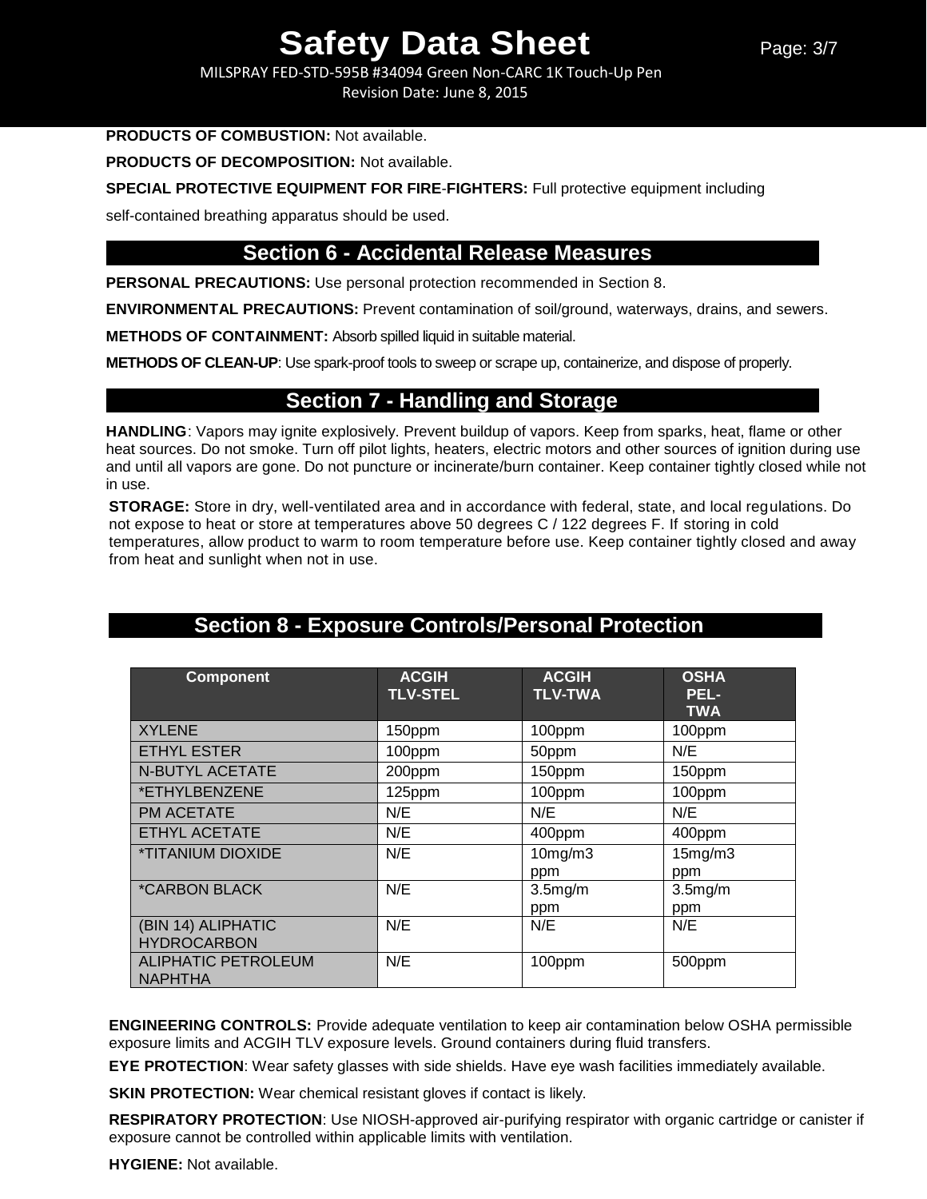**PRODUCTS OF COMBUSTION:** Not available.

**PRODUCTS OF DECOMPOSITION:** Not available.

**SPECIAL PROTECTIVE EQUIPMENT FOR FIRE-FIGHTERS:** Full protective equipment including self-contained breathing apparatus should be used.

## Section 6 - Accidental Release Measures

**PERSONAL PRECAUTIONS:** Use personal protection recommended in Section 8.

**ENVIRONMENTAL PRECAUTIONS:** Prevent contamination of soil/ground, waterways, drains, and sewers.

**METHODS OF CONTAINMENT:** Absorb spilled liquid in suitable material.

**METHODS OF CLEAN-UP**: Use spark-proof tools to sweep or scrape up, containerize, and dispose of properly.

## Section 7 - Handling and Storage

**HANDLING**: Vapors may ignite explosively. Prevent buildup of vapors. Keep from sparks, heat, flame or other heat sources. Do not smoke. Turn off pilot lights, heaters, electric motors and other sources of ignition during use and until all vapors are gone. Do not puncture or incinerate/burn container. Keep container tightly closed while not in use.

**STORAGE:** Store in dry, well-ventilated area and in accordance with federal, state, and local regulations. Do not expose to heat or store at temperatures above 50 degrees C / 122 degrees F. If storing in cold temperatures, allow product to warm to room temperature before use. Keep container tightly closed and away from heat and sunlight when not in use.

## Section 8 - Exposure Controls/Personal Protection

| Component | ACGIH TLV-STEL | ACGIH TLV-TWA | OSHA PEL-TWA |
|---|---|---|---|
| XYLENE | 150ppm | 100ppm | 100ppm |
| ETHYL ESTER | 100ppm | 50ppm | N/E |
| N-BUTYL ACETATE | 200ppm | 150ppm | 150ppm |
| *ETHYLBENZENE | 125ppm | 100ppm | 100ppm |
| PM ACETATE | N/E | N/E | N/E |
| ETHYL ACETATE | N/E | 400ppm | 400ppm |
| *TITANIUM DIOXIDE | N/E | 10mg/m3 ppm | 15mg/m3 ppm |
| *CARBON BLACK | N/E | 3.5mg/m ppm | 3.5mg/m ppm |
| (BIN 14) ALIPHATIC HYDROCARBON | N/E | N/E | N/E |
| ALIPHATIC PETROLEUM NAPHTHA | N/E | 100ppm | 500ppm |

**ENGINEERING CONTROLS:** Provide adequate ventilation to keep air contamination below OSHA permissible exposure limits and ACGIH TLV exposure levels. Ground containers during fluid transfers.

**EYE PROTECTION**: Wear safety glasses with side shields. Have eye wash facilities immediately available.

**SKIN PROTECTION:** Wear chemical resistant gloves if contact is likely.

**RESPIRATORY PROTECTION**: Use NIOSH-approved air-purifying respirator with organic cartridge or canister if exposure cannot be controlled within applicable limits with ventilation.

**HYGIENE:** Not available.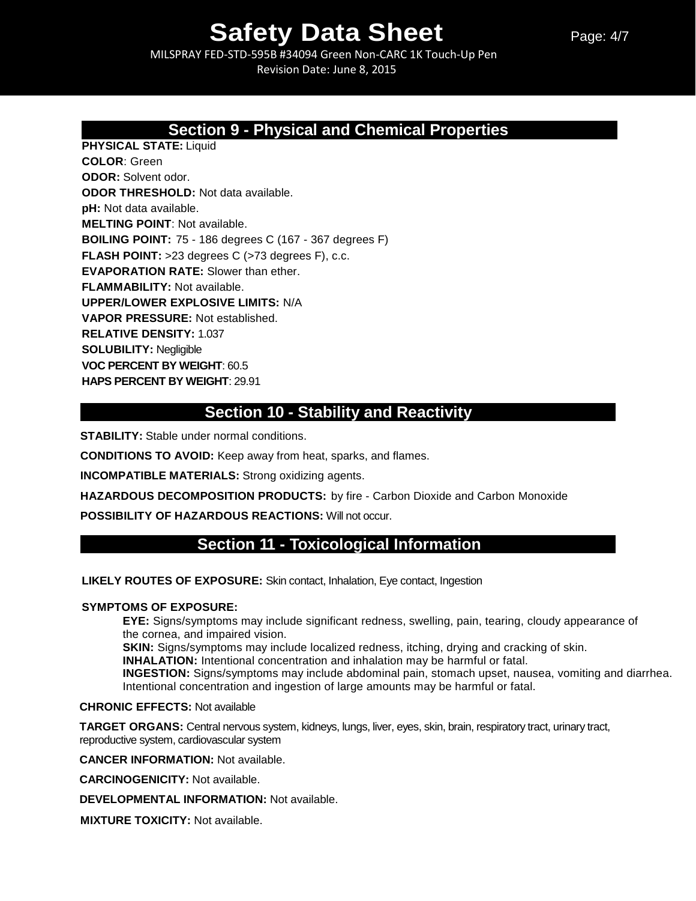## Section 9 - Physical and Chemical Properties

**PHYSICAL STATE:** Liquid
**COLOR**: Green
**ODOR:** Solvent odor.
**ODOR THRESHOLD:** Not data available.
**pH:** Not data available.
**MELTING POINT**: Not available.
**BOILING POINT:** 75 - 186 degrees C (167 - 367 degrees F)
**FLASH POINT:** >23 degrees C (>73 degrees F), c.c.
**EVAPORATION RATE:** Slower than ether.
**FLAMMABILITY:** Not available.
**UPPER/LOWER EXPLOSIVE LIMITS:** N/A
**VAPOR PRESSURE:** Not established.
**RELATIVE DENSITY:** 1.037
**SOLUBILITY:** Negligible
**VOC PERCENT BY WEIGHT**: 60.5
**HAPS PERCENT BY WEIGHT**: 29.91

## Section 10 - Stability and Reactivity

**STABILITY:** Stable under normal conditions.

**CONDITIONS TO AVOID:** Keep away from heat, sparks, and flames.

**INCOMPATIBLE MATERIALS:** Strong oxidizing agents.

**HAZARDOUS DECOMPOSITION PRODUCTS:** by fire - Carbon Dioxide and Carbon Monoxide

**POSSIBILITY OF HAZARDOUS REACTIONS:** Will not occur.

## Section 11 - Toxicological Information

**LIKELY ROUTES OF EXPOSURE:** Skin contact, Inhalation, Eye contact, Ingestion

**SYMPTOMS OF EXPOSURE:**

**EYE:** Signs/symptoms may include significant redness, swelling, pain, tearing, cloudy appearance of the cornea, and impaired vision.
**SKIN:** Signs/symptoms may include localized redness, itching, drying and cracking of skin.
**INHALATION:** Intentional concentration and inhalation may be harmful or fatal.
**INGESTION:** Signs/symptoms may include abdominal pain, stomach upset, nausea, vomiting and diarrhea. Intentional concentration and ingestion of large amounts may be harmful or fatal.

**CHRONIC EFFECTS:** Not available

**TARGET ORGANS:** Central nervous system, kidneys, lungs, liver, eyes, skin, brain, respiratory tract, urinary tract, reproductive system, cardiovascular system

**CANCER INFORMATION:** Not available.

**CARCINOGENICITY:** Not available.

**DEVELOPMENTAL INFORMATION:** Not available.

**MIXTURE TOXICITY:** Not available.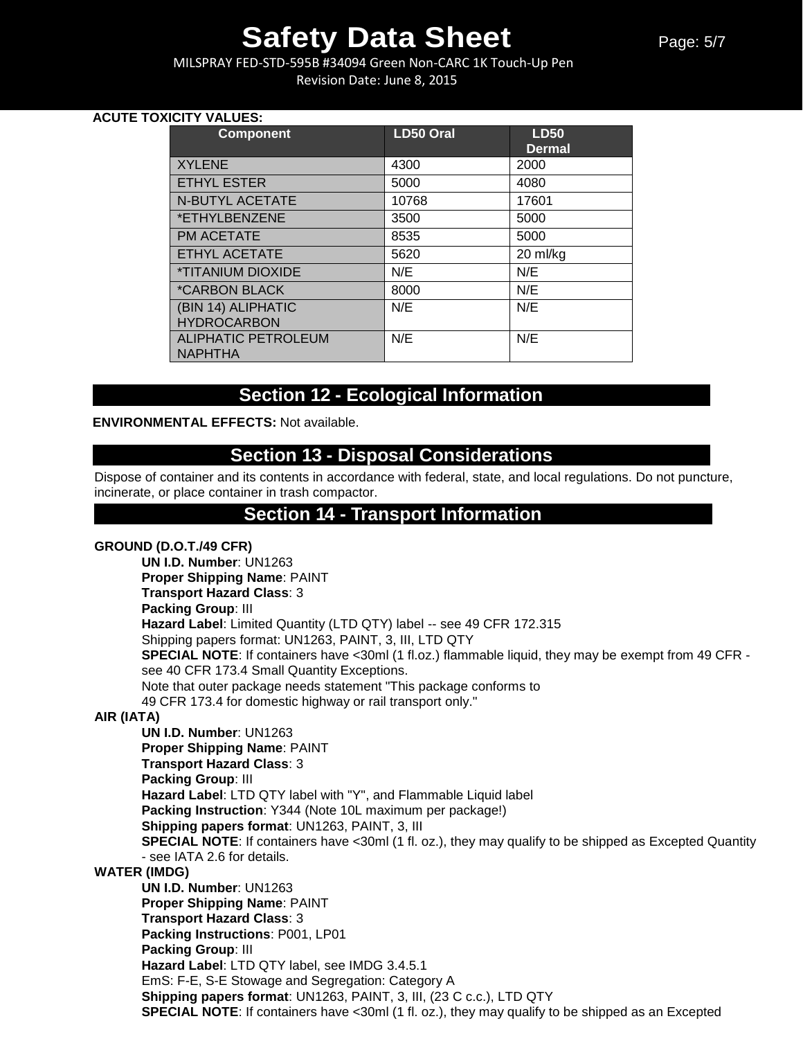**ACUTE TOXICITY VALUES:**

| Component | LD50 Oral | LD50 Dermal |
|---|---|---|
| XYLENE | 4300 | 2000 |
| ETHYL ESTER | 5000 | 4080 |
| N-BUTYL ACETATE | 10768 | 17601 |
| *ETHYLBENZENE | 3500 | 5000 |
| PM ACETATE | 8535 | 5000 |
| ETHYL ACETATE | 5620 | 20 ml/kg |
| *TITANIUM DIOXIDE | N/E | N/E |
| *CARBON BLACK | 8000 | N/E |
| (BIN 14) ALIPHATIC HYDROCARBON | N/E | N/E |
| ALIPHATIC PETROLEUM NAPHTHA | N/E | N/E |

## Section 12 - Ecological Information

**ENVIRONMENTAL EFFECTS:** Not available.

## Section 13 - Disposal Considerations

Dispose of container and its contents in accordance with federal, state, and local regulations. Do not puncture, incinerate, or place container in trash compactor.

## Section 14 - Transport Information

**GROUND (D.O.T./49 CFR)**

**UN I.D. Number**: UN1263
**Proper Shipping Name**: PAINT
**Transport Hazard Class**: 3
**Packing Group**: III
**Hazard Label**: Limited Quantity (LTD QTY) label -- see 49 CFR 172.315
Shipping papers format: UN1263, PAINT, 3, III, LTD QTY
**SPECIAL NOTE**: If containers have <30ml (1 fl.oz.) flammable liquid, they may be exempt from 49 CFR - see 40 CFR 173.4 Small Quantity Exceptions.
Note that outer package needs statement "This package conforms to 49 CFR 173.4 for domestic highway or rail transport only."

**AIR (IATA)**

**UN I.D. Number**: UN1263
**Proper Shipping Name**: PAINT
**Transport Hazard Class**: 3
**Packing Group**: III
**Hazard Label**: LTD QTY label with "Y", and Flammable Liquid label
**Packing Instruction**: Y344 (Note 10L maximum per package!)
**Shipping papers format**: UN1263, PAINT, 3, III
**SPECIAL NOTE**: If containers have <30ml (1 fl. oz.), they may qualify to be shipped as Excepted Quantity - see IATA 2.6 for details.

**WATER (IMDG)**

**UN I.D. Number**: UN1263
**Proper Shipping Name**: PAINT
**Transport Hazard Class**: 3
**Packing Instructions**: P001, LP01
**Packing Group**: III
**Hazard Label**: LTD QTY label, see IMDG 3.4.5.1
EmS: F-E, S-E Stowage and Segregation: Category A
**Shipping papers format**: UN1263, PAINT, 3, III, (23 C c.c.), LTD QTY
**SPECIAL NOTE**: If containers have <30ml (1 fl. oz.), they may qualify to be shipped as an Excepted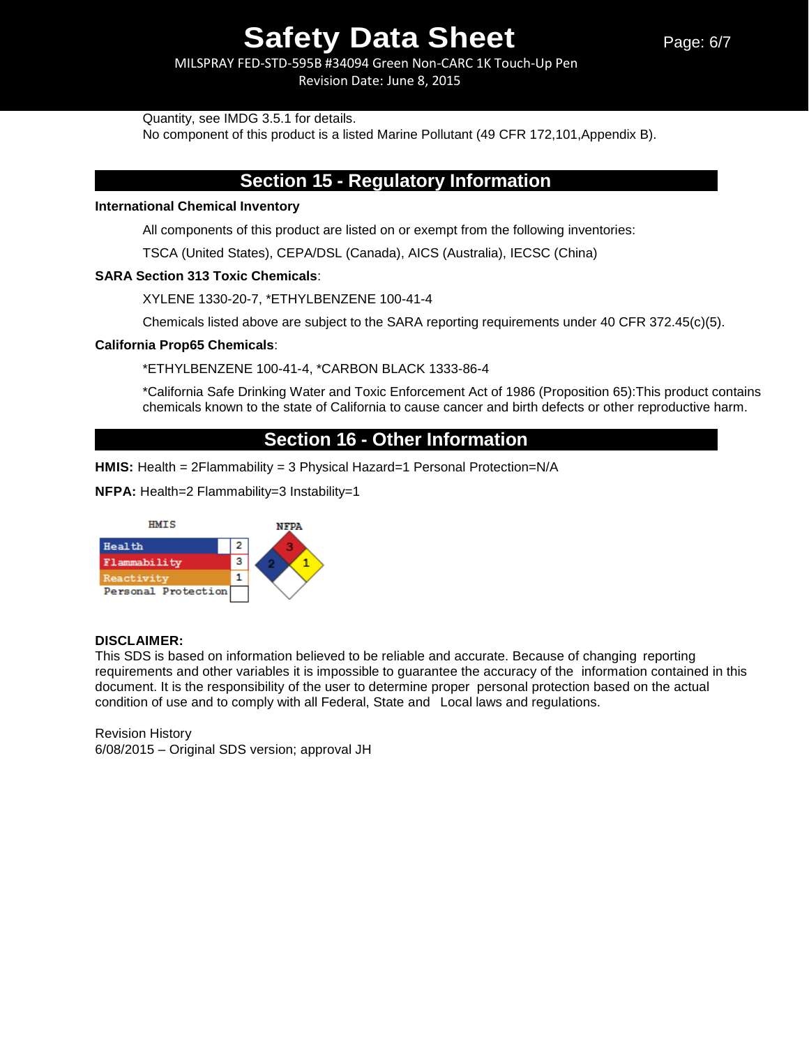Quantity, see IMDG 3.5.1 for details.

No component of this product is a listed Marine Pollutant (49 CFR 172,101,Appendix B).

## Section 15 - Regulatory Information

**International Chemical Inventory**

All components of this product are listed on or exempt from the following inventories:

TSCA (United States), CEPA/DSL (Canada), AICS (Australia), IECSC (China)

**SARA Section 313 Toxic Chemicals**:

XYLENE 1330-20-7, *ETHYLBENZENE 100-41-4

Chemicals listed above are subject to the SARA reporting requirements under 40 CFR 372.45(c)(5).

**California Prop65 Chemicals**:

*ETHYLBENZENE 100-41-4, *CARBON BLACK 1333-86-4

*California Safe Drinking Water and Toxic Enforcement Act of 1986 (Proposition 65):This product contains chemicals known to the state of California to cause cancer and birth defects or other reproductive harm.

## Section 16 - Other Information

**HMIS:** Health = 2Flammability = 3 Physical Hazard=1 Personal Protection=N/A

**NFPA:** Health=2 Flammability=3 Instability=1

HMIS

| | |
|---|---|
| Health | 2 |
| Flammability | 3 |
| Reactivity | 1 |
| Personal Protection | |

NFPA

3

2

1

**DISCLAIMER:**

This SDS is based on information believed to be reliable and accurate. Because of changing reporting requirements and other variables it is impossible to guarantee the accuracy of the information contained in this document. It is the responsibility of the user to determine proper personal protection based on the actual condition of use and to comply with all Federal, State and Local laws and regulations.

Revision History

6/08/2015 – Original SDS version; approval JH